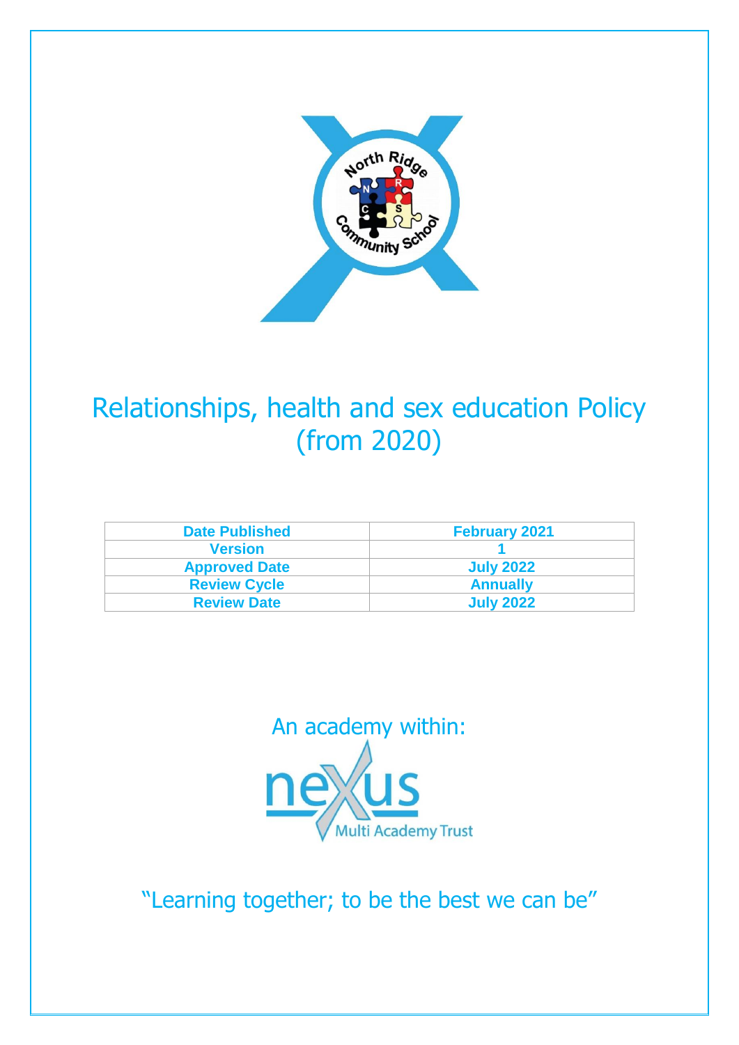# Relationships, health and sex education Policy (from 2020)

| Date Published | February 2021 |
|---|---|
| Version | 1 |
| Approved Date | July 2022 |
| Review Cycle | Annually |
| Review Date | July 2022 |

An academy within:

nexus Multi Academy Trust

"Learning together; to be the best we can be"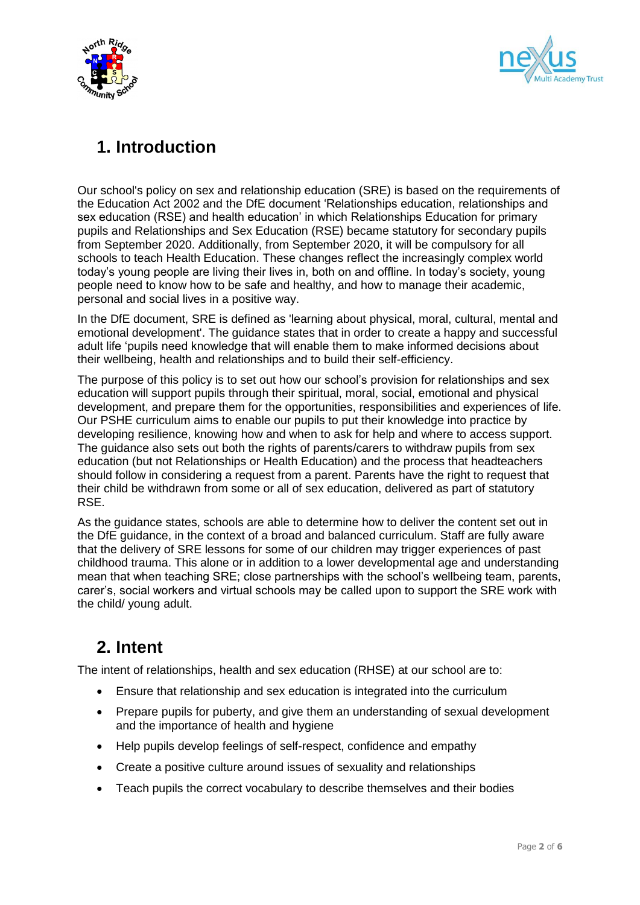## 1. Introduction

Our school's policy on sex and relationship education (SRE) is based on the requirements of the Education Act 2002 and the DfE document 'Relationships education, relationships and sex education (RSE) and health education' in which Relationships Education for primary pupils and Relationships and Sex Education (RSE) became statutory for secondary pupils from September 2020. Additionally, from September 2020, it will be compulsory for all schools to teach Health Education. These changes reflect the increasingly complex world today's young people are living their lives in, both on and offline. In today's society, young people need to know how to be safe and healthy, and how to manage their academic, personal and social lives in a positive way.

In the DfE document, SRE is defined as 'learning about physical, moral, cultural, mental and emotional development'. The guidance states that in order to create a happy and successful adult life 'pupils need knowledge that will enable them to make informed decisions about their wellbeing, health and relationships and to build their self-efficiency.

The purpose of this policy is to set out how our school's provision for relationships and sex education will support pupils through their spiritual, moral, social, emotional and physical development, and prepare them for the opportunities, responsibilities and experiences of life. Our PSHE curriculum aims to enable our pupils to put their knowledge into practice by developing resilience, knowing how and when to ask for help and where to access support. The guidance also sets out both the rights of parents/carers to withdraw pupils from sex education (but not Relationships or Health Education) and the process that headteachers should follow in considering a request from a parent. Parents have the right to request that their child be withdrawn from some or all of sex education, delivered as part of statutory RSE.

As the guidance states, schools are able to determine how to deliver the content set out in the DfE guidance, in the context of a broad and balanced curriculum. Staff are fully aware that the delivery of SRE lessons for some of our children may trigger experiences of past childhood trauma. This alone or in addition to a lower developmental age and understanding mean that when teaching SRE; close partnerships with the school's wellbeing team, parents, carer's, social workers and virtual schools may be called upon to support the SRE work with the child/ young adult.

## 2. Intent

The intent of relationships, health and sex education (RHSE) at our school are to:

- Ensure that relationship and sex education is integrated into the curriculum
- Prepare pupils for puberty, and give them an understanding of sexual development and the importance of health and hygiene
- Help pupils develop feelings of self-respect, confidence and empathy
- Create a positive culture around issues of sexuality and relationships
- Teach pupils the correct vocabulary to describe themselves and their bodies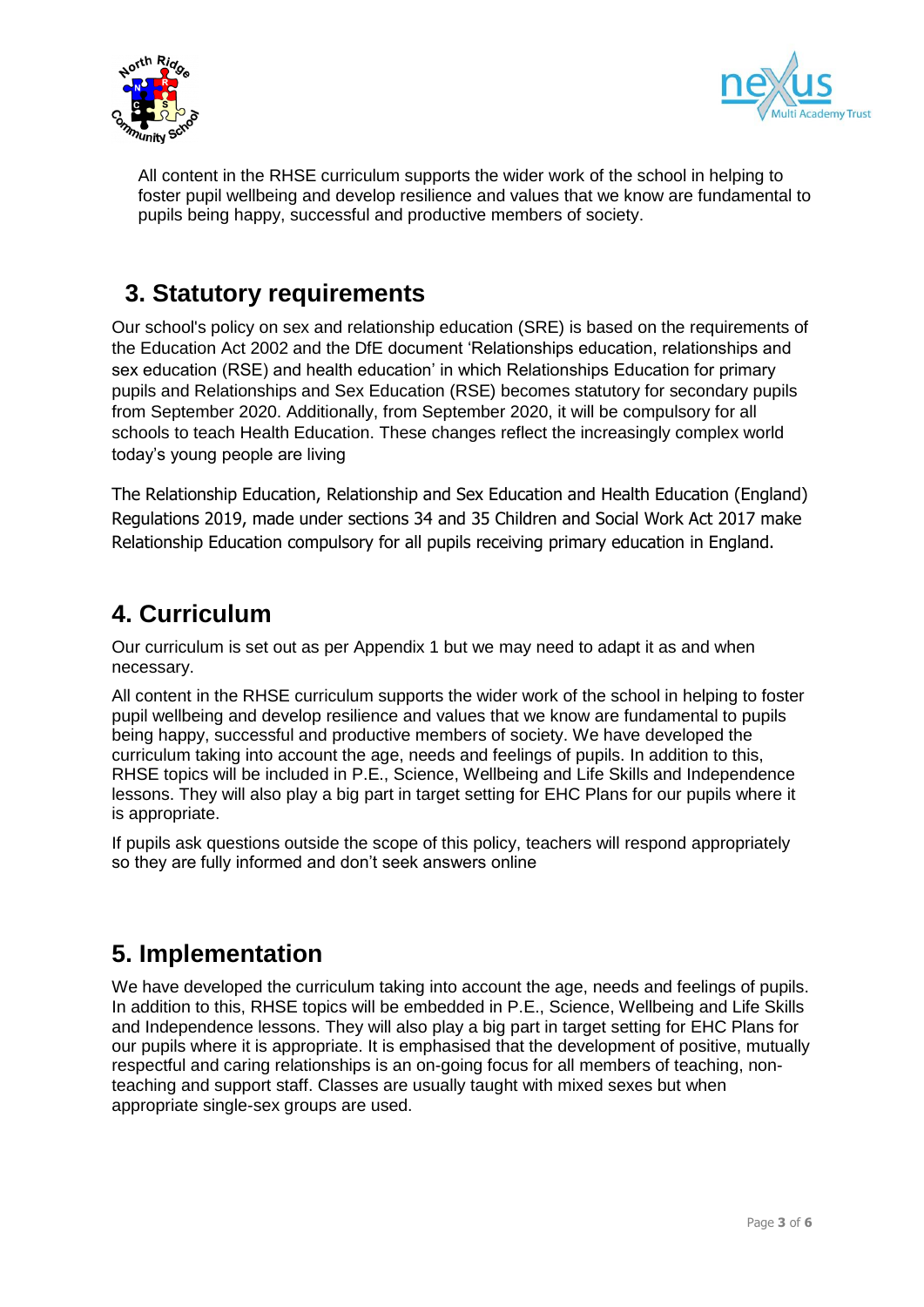All content in the RHSE curriculum supports the wider work of the school in helping to foster pupil wellbeing and develop resilience and values that we know are fundamental to pupils being happy, successful and productive members of society.

## 3. Statutory requirements

Our school's policy on sex and relationship education (SRE) is based on the requirements of the Education Act 2002 and the DfE document 'Relationships education, relationships and sex education (RSE) and health education' in which Relationships Education for primary pupils and Relationships and Sex Education (RSE) becomes statutory for secondary pupils from September 2020. Additionally, from September 2020, it will be compulsory for all schools to teach Health Education. These changes reflect the increasingly complex world today's young people are living

The Relationship Education, Relationship and Sex Education and Health Education (England) Regulations 2019, made under sections 34 and 35 Children and Social Work Act 2017 make Relationship Education compulsory for all pupils receiving primary education in England.

## 4. Curriculum

Our curriculum is set out as per Appendix 1 but we may need to adapt it as and when necessary.

All content in the RHSE curriculum supports the wider work of the school in helping to foster pupil wellbeing and develop resilience and values that we know are fundamental to pupils being happy, successful and productive members of society. We have developed the curriculum taking into account the age, needs and feelings of pupils. In addition to this, RHSE topics will be included in P.E., Science, Wellbeing and Life Skills and Independence lessons. They will also play a big part in target setting for EHC Plans for our pupils where it is appropriate.

If pupils ask questions outside the scope of this policy, teachers will respond appropriately so they are fully informed and don't seek answers online

## 5. Implementation

We have developed the curriculum taking into account the age, needs and feelings of pupils. In addition to this, RHSE topics will be embedded in P.E., Science, Wellbeing and Life Skills and Independence lessons. They will also play a big part in target setting for EHC Plans for our pupils where it is appropriate. It is emphasised that the development of positive, mutually respectful and caring relationships is an on-going focus for all members of teaching, non-teaching and support staff. Classes are usually taught with mixed sexes but when appropriate single-sex groups are used.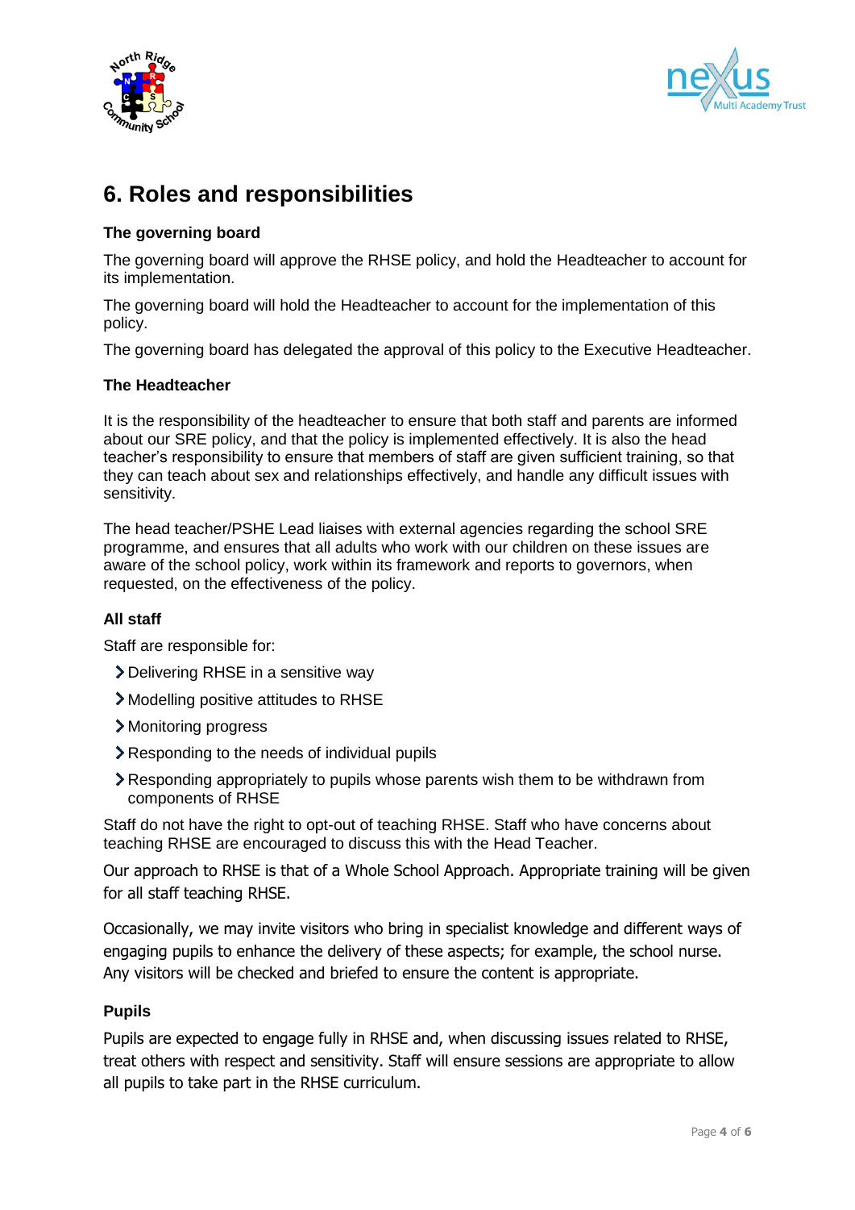## 6. Roles and responsibilities

### The governing board

The governing board will approve the RHSE policy, and hold the Headteacher to account for its implementation.

The governing board will hold the Headteacher to account for the implementation of this policy.

The governing board has delegated the approval of this policy to the Executive Headteacher.

### The Headteacher

It is the responsibility of the headteacher to ensure that both staff and parents are informed about our SRE policy, and that the policy is implemented effectively. It is also the head teacher's responsibility to ensure that members of staff are given sufficient training, so that they can teach about sex and relationships effectively, and handle any difficult issues with sensitivity.

The head teacher/PSHE Lead liaises with external agencies regarding the school SRE programme, and ensures that all adults who work with our children on these issues are aware of the school policy, work within its framework and reports to governors, when requested, on the effectiveness of the policy.

### All staff

Staff are responsible for:

- Delivering RHSE in a sensitive way
- Modelling positive attitudes to RHSE
- Monitoring progress
- Responding to the needs of individual pupils
- Responding appropriately to pupils whose parents wish them to be withdrawn from components of RHSE

Staff do not have the right to opt-out of teaching RHSE. Staff who have concerns about teaching RHSE are encouraged to discuss this with the Head Teacher.

Our approach to RHSE is that of a Whole School Approach. Appropriate training will be given for all staff teaching RHSE.

Occasionally, we may invite visitors who bring in specialist knowledge and different ways of engaging pupils to enhance the delivery of these aspects; for example, the school nurse. Any visitors will be checked and briefed to ensure the content is appropriate.

### Pupils

Pupils are expected to engage fully in RHSE and, when discussing issues related to RHSE, treat others with respect and sensitivity. Staff will ensure sessions are appropriate to allow all pupils to take part in the RHSE curriculum.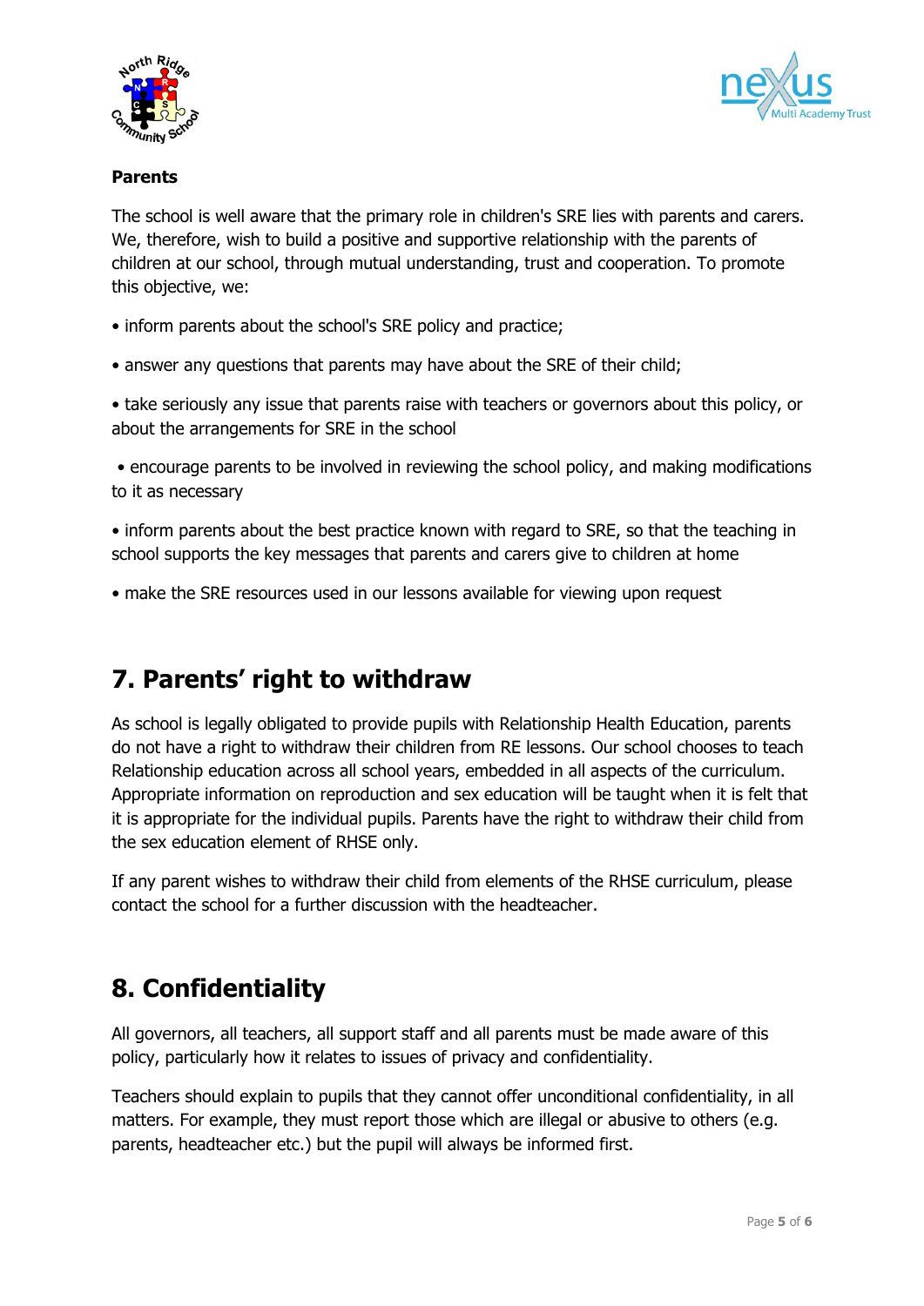**Parents**

The school is well aware that the primary role in children's SRE lies with parents and carers. We, therefore, wish to build a positive and supportive relationship with the parents of children at our school, through mutual understanding, trust and cooperation. To promote this objective, we:

- inform parents about the school's SRE policy and practice;
- answer any questions that parents may have about the SRE of their child;
- take seriously any issue that parents raise with teachers or governors about this policy, or about the arrangements for SRE in the school
- encourage parents to be involved in reviewing the school policy, and making modifications to it as necessary
- inform parents about the best practice known with regard to SRE, so that the teaching in school supports the key messages that parents and carers give to children at home
- make the SRE resources used in our lessons available for viewing upon request

## 7. Parents' right to withdraw

As school is legally obligated to provide pupils with Relationship Health Education, parents do not have a right to withdraw their children from RE lessons. Our school chooses to teach Relationship education across all school years, embedded in all aspects of the curriculum. Appropriate information on reproduction and sex education will be taught when it is felt that it is appropriate for the individual pupils. Parents have the right to withdraw their child from the sex education element of RHSE only.

If any parent wishes to withdraw their child from elements of the RHSE curriculum, please contact the school for a further discussion with the headteacher.

## 8. Confidentiality

All governors, all teachers, all support staff and all parents must be made aware of this policy, particularly how it relates to issues of privacy and confidentiality.

Teachers should explain to pupils that they cannot offer unconditional confidentiality, in all matters. For example, they must report those which are illegal or abusive to others (e.g. parents, headteacher etc.) but the pupil will always be informed first.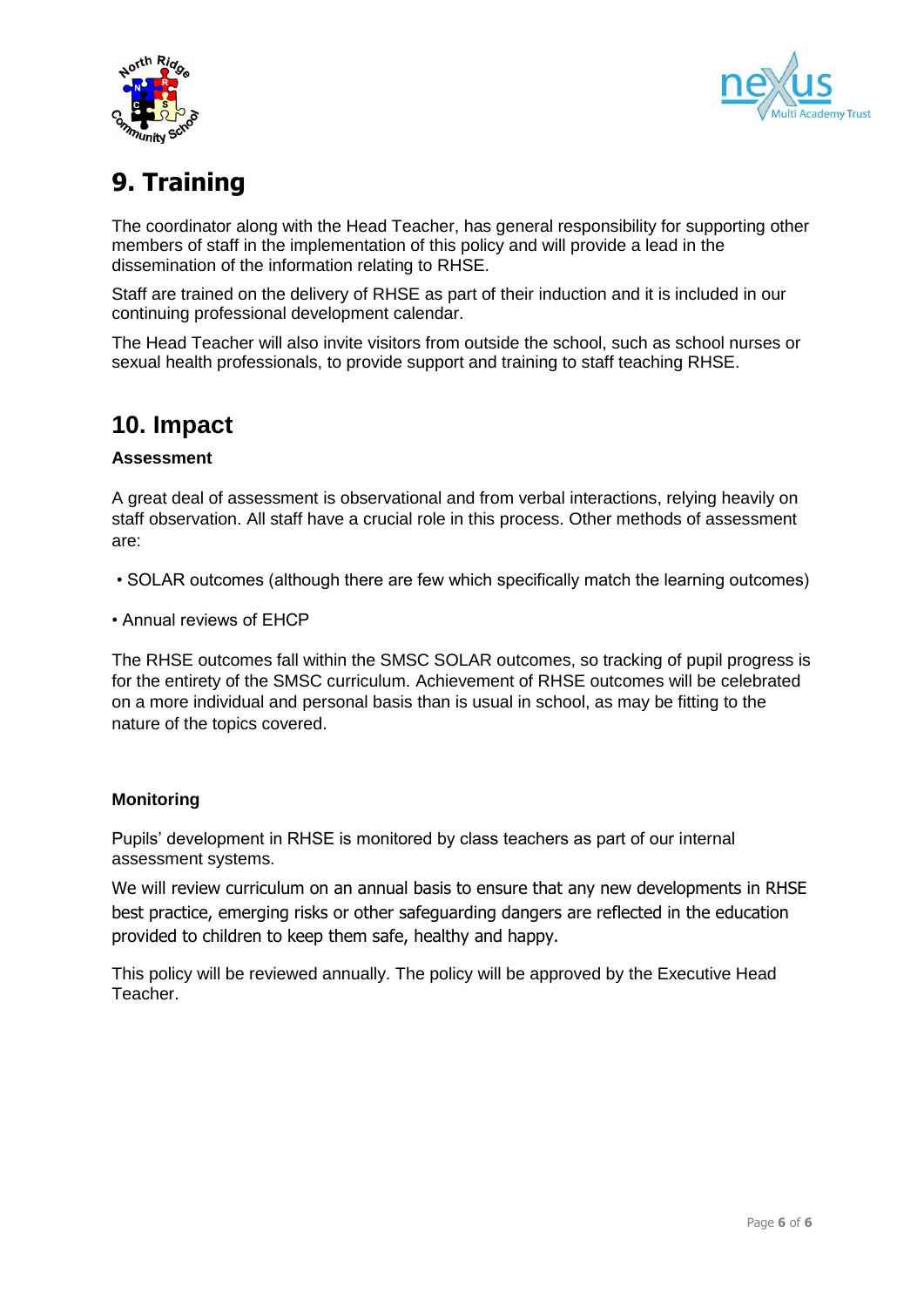## 9. Training

The coordinator along with the Head Teacher, has general responsibility for supporting other members of staff in the implementation of this policy and will provide a lead in the dissemination of the information relating to RHSE.

Staff are trained on the delivery of RHSE as part of their induction and it is included in our continuing professional development calendar.

The Head Teacher will also invite visitors from outside the school, such as school nurses or sexual health professionals, to provide support and training to staff teaching RHSE.

## 10. Impact

**Assessment**

A great deal of assessment is observational and from verbal interactions, relying heavily on staff observation. All staff have a crucial role in this process. Other methods of assessment are:

- SOLAR outcomes (although there are few which specifically match the learning outcomes)
- Annual reviews of EHCP

The RHSE outcomes fall within the SMSC SOLAR outcomes, so tracking of pupil progress is for the entirety of the SMSC curriculum. Achievement of RHSE outcomes will be celebrated on a more individual and personal basis than is usual in school, as may be fitting to the nature of the topics covered.

**Monitoring**

Pupils' development in RHSE is monitored by class teachers as part of our internal assessment systems.

We will review curriculum on an annual basis to ensure that any new developments in RHSE best practice, emerging risks or other safeguarding dangers are reflected in the education provided to children to keep them safe, healthy and happy.

This policy will be reviewed annually. The policy will be approved by the Executive Head Teacher.